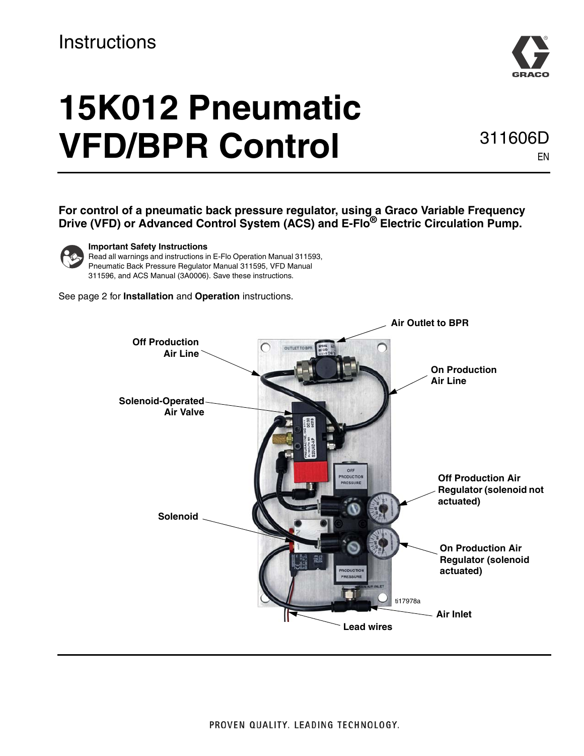Instructions

# 15K012 Pneumatic VFD/BPR Control

311606D

EN

**For control of a pneumatic back pressure regulator, using a Graco Variable Frequency Drive (VFD) or Advanced Control System (ACS) and E-Flo® Electric Circulation Pump.**

**Important Safety Instructions**
Read all warnings and instructions in E-Flo Operation Manual 311593, Pneumatic Back Pressure Regulator Manual 311595, VFD Manual 311596, and ACS Manual (3A0006). Save these instructions.

See page 2 for **Installation** and **Operation** instructions.

**Air Outlet to BPR**

**Off Production Air Line**

**On Production Air Line**

**Solenoid-Operated Air Valve**

**Off Production Air Regulator (solenoid not actuated)**

**Solenoid**

**On Production Air Regulator (solenoid actuated)**

**Air Inlet**

**Lead wires**

ti17978a

PROVEN QUALITY. LEADING TECHNOLOGY.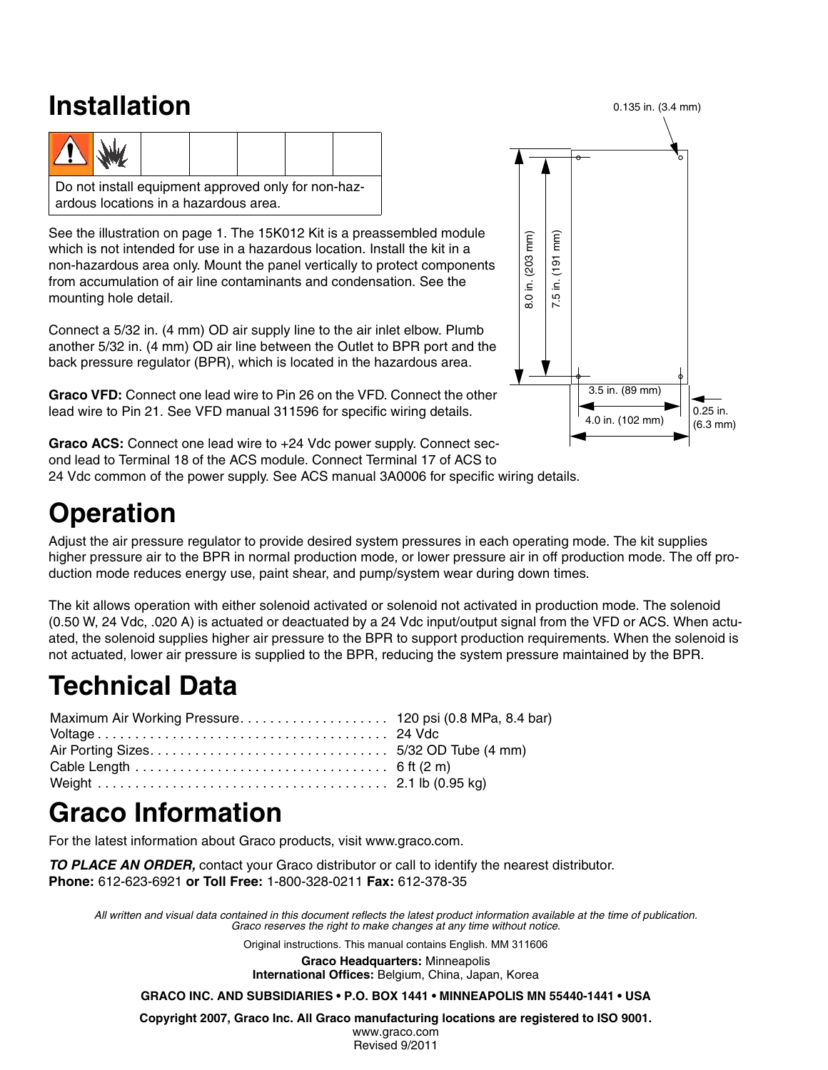# Installation

Do not install equipment approved only for non-hazardous locations in a hazardous area.

See the illustration on page 1. The 15K012 Kit is a preassembled module which is not intended for use in a hazardous location. Install the kit in a non-hazardous area only. Mount the panel vertically to protect components from accumulation of air line contaminants and condensation. See the mounting hole detail.

0.135 in. (3.4 mm)

8.0 in. (203 mm)

7.5 in. (191 mm)

3.5 in. (89 mm)

4.0 in. (102 mm)

0.25 in. (6.3 mm)

Connect a 5/32 in. (4 mm) OD air supply line to the air inlet elbow. Plumb another 5/32 in. (4 mm) OD air line between the Outlet to BPR port and the back pressure regulator (BPR), which is located in the hazardous area.

**Graco VFD:** Connect one lead wire to Pin 26 on the VFD. Connect the other lead wire to Pin 21. See VFD manual 311596 for specific wiring details.

**Graco ACS:** Connect one lead wire to +24 Vdc power supply. Connect second lead to Terminal 18 of the ACS module. Connect Terminal 17 of ACS to 24 Vdc common of the power supply. See ACS manual 3A0006 for specific wiring details.

# Operation

Adjust the air pressure regulator to provide desired system pressures in each operating mode. The kit supplies higher pressure air to the BPR in normal production mode, or lower pressure air in off production mode. The off production mode reduces energy use, paint shear, and pump/system wear during down times.

The kit allows operation with either solenoid activated or solenoid not activated in production mode. The solenoid (0.50 W, 24 Vdc, .020 A) is actuated or deactuated by a 24 Vdc input/output signal from the VFD or ACS. When actuated, the solenoid supplies higher air pressure to the BPR to support production requirements. When the solenoid is not actuated, lower air pressure is supplied to the BPR, reducing the system pressure maintained by the BPR.

# Technical Data

| | |
|---|---|
| Maximum Air Working Pressure | 120 psi (0.8 MPa, 8.4 bar) |
| Voltage | 24 Vdc |
| Air Porting Sizes | 5/32 OD Tube (4 mm) |
| Cable Length | 6 ft (2 m) |
| Weight | 2.1 lb (0.95 kg) |

# Graco Information

For the latest information about Graco products, visit www.graco.com.

***TO PLACE AN ORDER,*** contact your Graco distributor or call to identify the nearest distributor.
**Phone:** 612-623-6921 **or Toll Free:** 1-800-328-0211 **Fax:** 612-378-35

*All written and visual data contained in this document reflects the latest product information available at the time of publication. Graco reserves the right to make changes at any time without notice.*

Original instructions. This manual contains English. MM 311606

**Graco Headquarters:** Minneapolis
**International Offices:** Belgium, China, Japan, Korea

**GRACO INC. AND SUBSIDIARIES • P.O. BOX 1441 • MINNEAPOLIS MN 55440-1441 • USA**

**Copyright 2007, Graco Inc. All Graco manufacturing locations are registered to ISO 9001.**
www.graco.com
Revised 9/2011